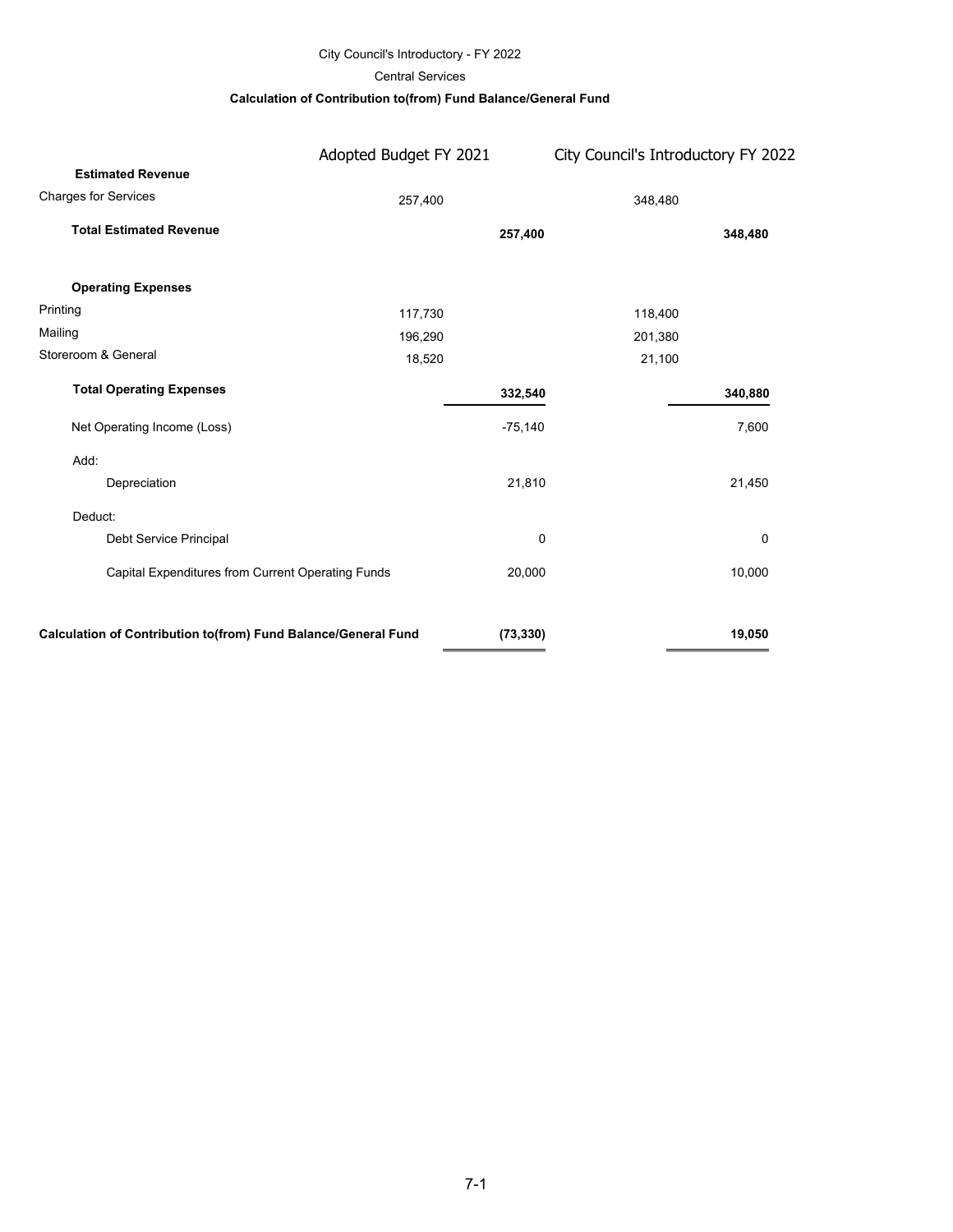City Council's Introductory - FY 2022

Central Services

**Calculation of Contribution to(from) Fund Balance/General Fund**

| | Adopted Budget FY 2021 | | City Council's Introductory FY 2022 | |
|---|---|---|---|---|
| **Estimated Revenue** | | | | |
| Charges for Services | 257,400 | | 348,480 | |
| **Total Estimated Revenue** | | **257,400** | | **348,480** |
| **Operating Expenses** | | | | |
| Printing | 117,730 | | 118,400 | |
| Mailing | 196,290 | | 201,380 | |
| Storeroom & General | 18,520 | | 21,100 | |
| **Total Operating Expenses** | | **332,540** | | **340,880** |
| Net Operating Income (Loss) | | -75,140 | | 7,600 |
| Add: | | | | |
| Depreciation | | 21,810 | | 21,450 |
| Deduct: | | | | |
| Debt Service Principal | | 0 | | 0 |
| Capital Expenditures from Current Operating Funds | | 20,000 | | 10,000 |
| **Calculation of Contribution to(from) Fund Balance/General Fund** | | **(73,330)** | | **19,050** |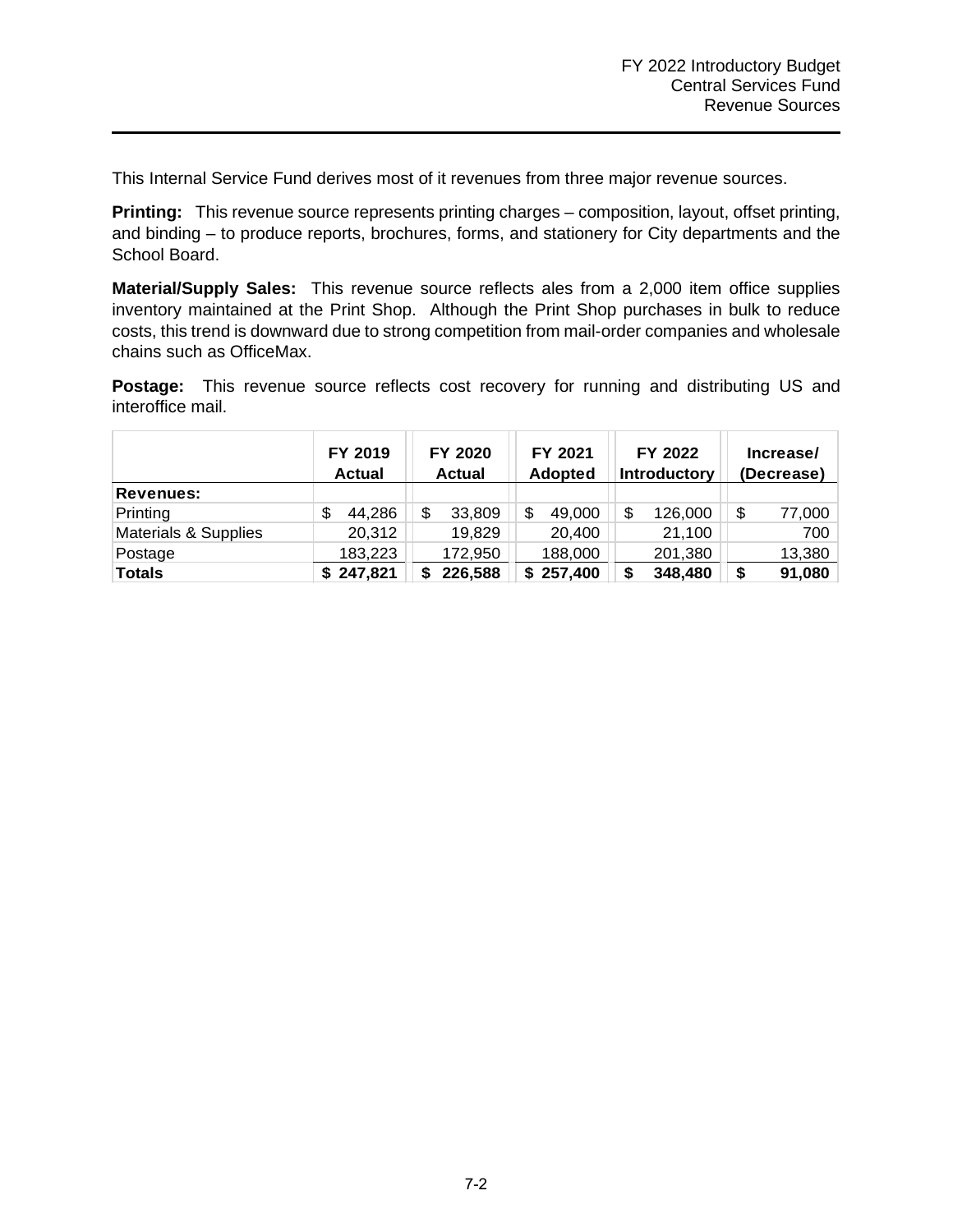This Internal Service Fund derives most of it revenues from three major revenue sources.

**Printing:** This revenue source represents printing charges – composition, layout, offset printing, and binding – to produce reports, brochures, forms, and stationery for City departments and the School Board.

**Material/Supply Sales:** This revenue source reflects ales from a 2,000 item office supplies inventory maintained at the Print Shop. Although the Print Shop purchases in bulk to reduce costs, this trend is downward due to strong competition from mail-order companies and wholesale chains such as OfficeMax.

**Postage:** This revenue source reflects cost recovery for running and distributing US and interoffice mail.

| | FY 2019 Actual | FY 2020 Actual | FY 2021 Adopted | FY 2022 Introductory | Increase/ (Decrease) |
|---|---|---|---|---|---|
| **Revenues:** | | | | | |
| Printing | $ 44,286 | $ 33,809 | $ 49,000 | $ 126,000 | $ 77,000 |
| Materials & Supplies | 20,312 | 19,829 | 20,400 | 21,100 | 700 |
| Postage | 183,223 | 172,950 | 188,000 | 201,380 | 13,380 |
| **Totals** | **$ 247,821** | **$ 226,588** | **$ 257,400** | **$ 348,480** | **$ 91,080** |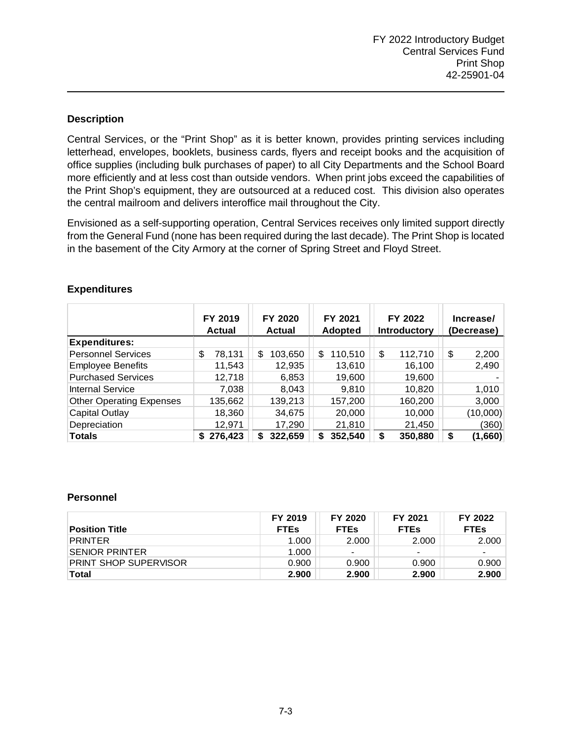FY 2022 Introductory Budget
Central Services Fund
Print Shop
42-25901-04

## Description

Central Services, or the "Print Shop" as it is better known, provides printing services including letterhead, envelopes, booklets, business cards, flyers and receipt books and the acquisition of office supplies (including bulk purchases of paper) to all City Departments and the School Board more efficiently and at less cost than outside vendors. When print jobs exceed the capabilities of the Print Shop's equipment, they are outsourced at a reduced cost. This division also operates the central mailroom and delivers interoffice mail throughout the City.

Envisioned as a self-supporting operation, Central Services receives only limited support directly from the General Fund (none has been required during the last decade). The Print Shop is located in the basement of the City Armory at the corner of Spring Street and Floyd Street.

## Expenditures

| | FY 2019 Actual | FY 2020 Actual | FY 2021 Adopted | FY 2022 Introductory | Increase/ (Decrease) |
|---|---|---|---|---|---|
| **Expenditures:** | | | | | |
| Personnel Services | $ 78,131 | $ 103,650 | $ 110,510 | $ 112,710 | $ 2,200 |
| Employee Benefits | 11,543 | 12,935 | 13,610 | 16,100 | 2,490 |
| Purchased Services | 12,718 | 6,853 | 19,600 | 19,600 | - |
| Internal Service | 7,038 | 8,043 | 9,810 | 10,820 | 1,010 |
| Other Operating Expenses | 135,662 | 139,213 | 157,200 | 160,200 | 3,000 |
| Capital Outlay | 18,360 | 34,675 | 20,000 | 10,000 | (10,000) |
| Depreciation | 12,971 | 17,290 | 21,810 | 21,450 | (360) |
| **Totals** | **$ 276,423** | **$ 322,659** | **$ 352,540** | **$ 350,880** | **$ (1,660)** |

## Personnel

| Position Title | FY 2019 FTEs | FY 2020 FTEs | FY 2021 FTEs | FY 2022 FTEs |
|---|---|---|---|---|
| PRINTER | 1.000 | 2.000 | 2.000 | 2.000 |
| SENIOR PRINTER | 1.000 | - | - | - |
| PRINT SHOP SUPERVISOR | 0.900 | 0.900 | 0.900 | 0.900 |
| **Total** | **2.900** | **2.900** | **2.900** | **2.900** |